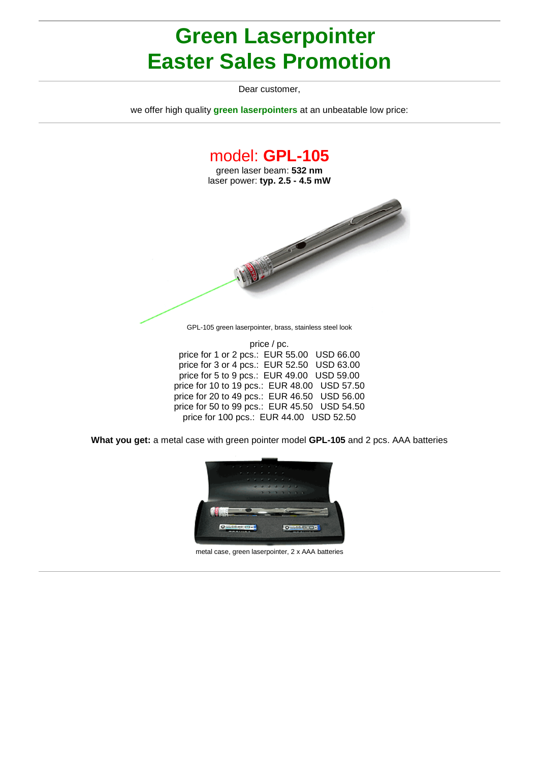# Green Laserpointer
# Easter Sales Promotion

---

Dear customer,

we offer high quality **green laserpointers** at an unbeatable low price:

---

## model: **GPL-105**

green laser beam: **532 nm**
laser power: **typ. 2.5 - 4.5 mW**

GPL-105 green laserpointer, brass, stainless steel look

price / pc.

price for 1 or 2 pcs.: EUR 55.00 USD 66.00
price for 3 or 4 pcs.: EUR 52.50 USD 63.00
price for 5 to 9 pcs.: EUR 49.00 USD 59.00
price for 10 to 19 pcs.: EUR 48.00 USD 57.50
price for 20 to 49 pcs.: EUR 46.50 USD 56.00
price for 50 to 99 pcs.: EUR 45.50 USD 54.50
price for 100 pcs.: EUR 44.00 USD 52.50

**What you get:** a metal case with green pointer model **GPL-105** and 2 pcs. AAA batteries

metal case, green laserpointer, 2 x AAA batteries

---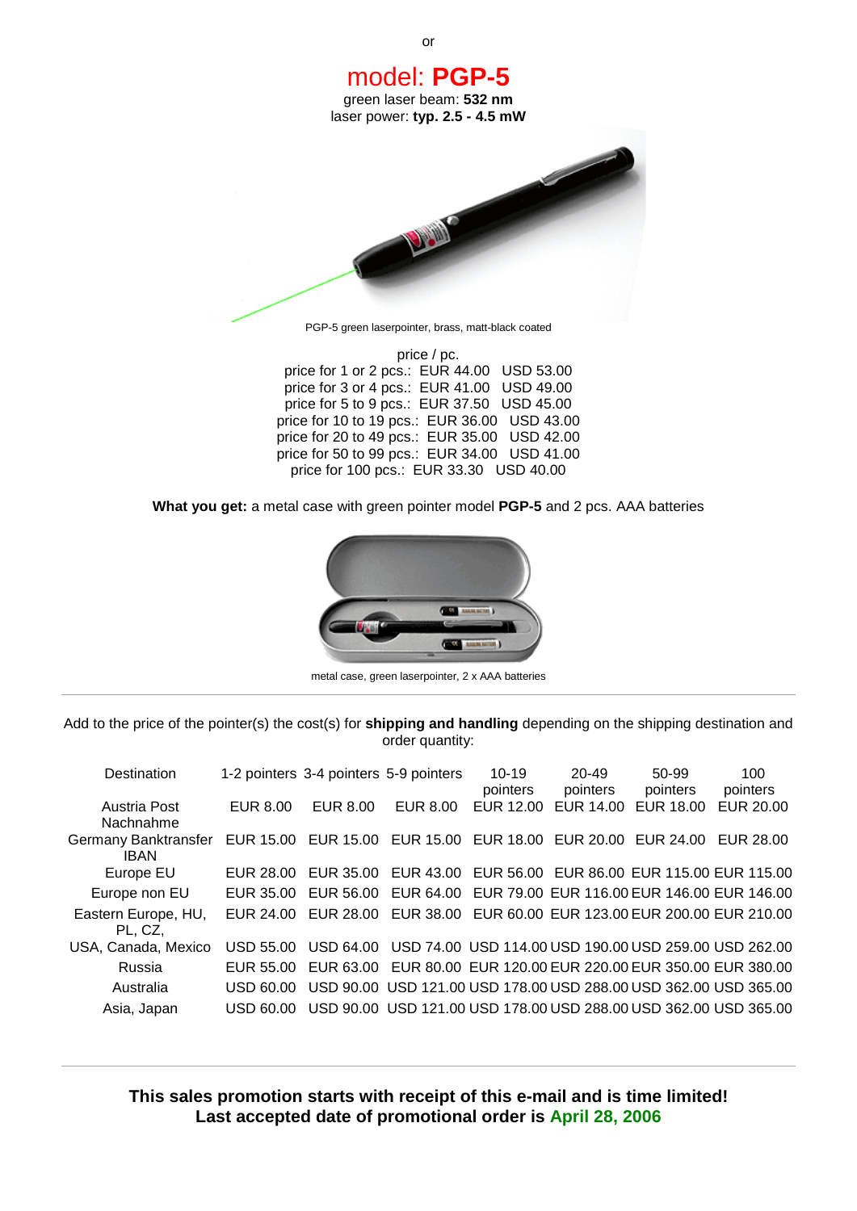or

# model: **PGP-5**

green laser beam: **532 nm**
laser power: **typ. 2.5 - 4.5 mW**

PGP-5 green laserpointer, brass, matt-black coated

price / pc.
price for 1 or 2 pcs.: EUR 44.00 USD 53.00
price for 3 or 4 pcs.: EUR 41.00 USD 49.00
price for 5 to 9 pcs.: EUR 37.50 USD 45.00
price for 10 to 19 pcs.: EUR 36.00 USD 43.00
price for 20 to 49 pcs.: EUR 35.00 USD 42.00
price for 50 to 99 pcs.: EUR 34.00 USD 41.00
price for 100 pcs.: EUR 33.30 USD 40.00

**What you get:** a metal case with green pointer model **PGP-5** and 2 pcs. AAA batteries

metal case, green laserpointer, 2 x AAA batteries

---

Add to the price of the pointer(s) the cost(s) for **shipping and handling** depending on the shipping destination and order quantity:

| Destination | 1-2 pointers | 3-4 pointers | 5-9 pointers | 10-19 pointers | 20-49 pointers | 50-99 pointers | 100 pointers |
|---|---|---|---|---|---|---|---|
| Austria Post Nachnahme | EUR 8.00 | EUR 8.00 | EUR 8.00 | EUR 12.00 | EUR 14.00 | EUR 18.00 | EUR 20.00 |
| Germany Banktransfer IBAN | EUR 15.00 | EUR 15.00 | EUR 15.00 | EUR 18.00 | EUR 20.00 | EUR 24.00 | EUR 28.00 |
| Europe EU | EUR 28.00 | EUR 35.00 | EUR 43.00 | EUR 56.00 | EUR 86.00 | EUR 115.00 | EUR 115.00 |
| Europe non EU | EUR 35.00 | EUR 56.00 | EUR 64.00 | EUR 79.00 | EUR 116.00 | EUR 146.00 | EUR 146.00 |
| Eastern Europe, HU, PL, CZ, | EUR 24.00 | EUR 28.00 | EUR 38.00 | EUR 60.00 | EUR 123.00 | EUR 200.00 | EUR 210.00 |
| USA, Canada, Mexico | USD 55.00 | USD 64.00 | USD 74.00 | USD 114.00 | USD 190.00 | USD 259.00 | USD 262.00 |
| Russia | EUR 55.00 | EUR 63.00 | EUR 80.00 | EUR 120.00 | EUR 220.00 | EUR 350.00 | EUR 380.00 |
| Australia | USD 60.00 | USD 90.00 | USD 121.00 | USD 178.00 | USD 288.00 | USD 362.00 | USD 365.00 |
| Asia, Japan | USD 60.00 | USD 90.00 | USD 121.00 | USD 178.00 | USD 288.00 | USD 362.00 | USD 365.00 |

---

**This sales promotion starts with receipt of this e-mail and is time limited!**
**Last accepted date of promotional order is April 28, 2006**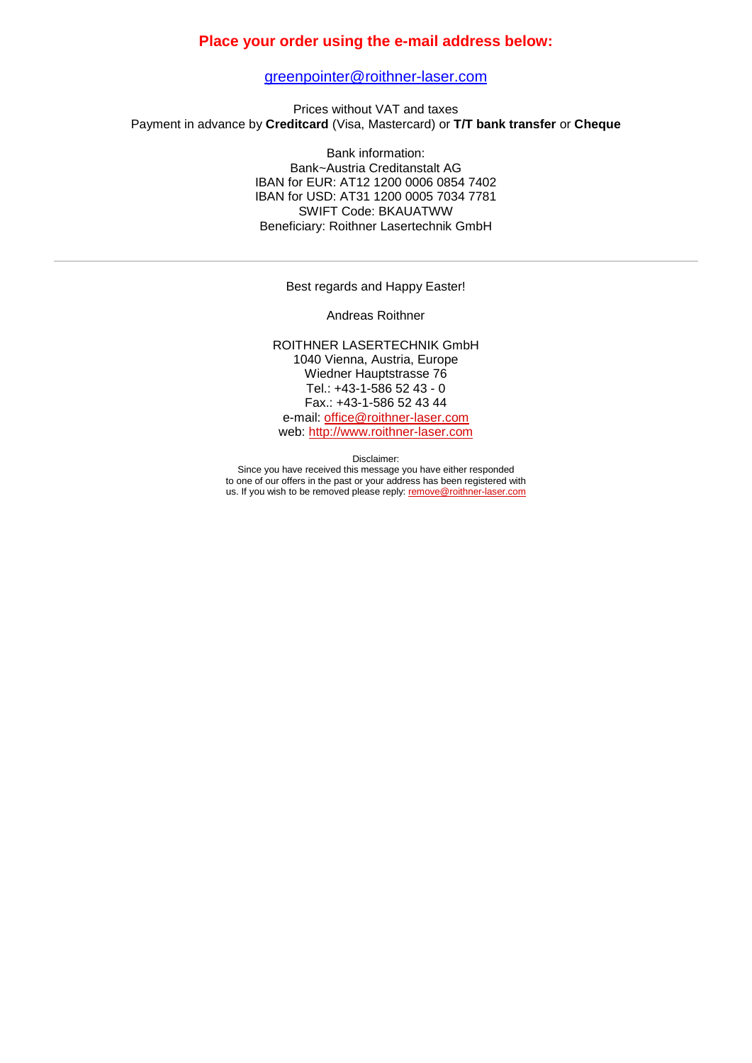**Place your order using the e-mail address below:**

greenpointer@roithner-laser.com

Prices without VAT and taxes
Payment in advance by **Creditcard** (Visa, Mastercard) or **T/T bank transfer** or **Cheque**

Bank information:
Bank~Austria Creditanstalt AG
IBAN for EUR: AT12 1200 0006 0854 7402
IBAN for USD: AT31 1200 0005 7034 7781
SWIFT Code: BKAUATWW
Beneficiary: Roithner Lasertechnik GmbH

---

Best regards and Happy Easter!

Andreas Roithner

ROITHNER LASERTECHNIK GmbH
1040 Vienna, Austria, Europe
Wiedner Hauptstrasse 76
Tel.: +43-1-586 52 43 - 0
Fax.: +43-1-586 52 43 44
e-mail: office@roithner-laser.com
web: http://www.roithner-laser.com

Disclaimer:
Since you have received this message you have either responded to one of our offers in the past or your address has been registered with us. If you wish to be removed please reply: remove@roithner-laser.com